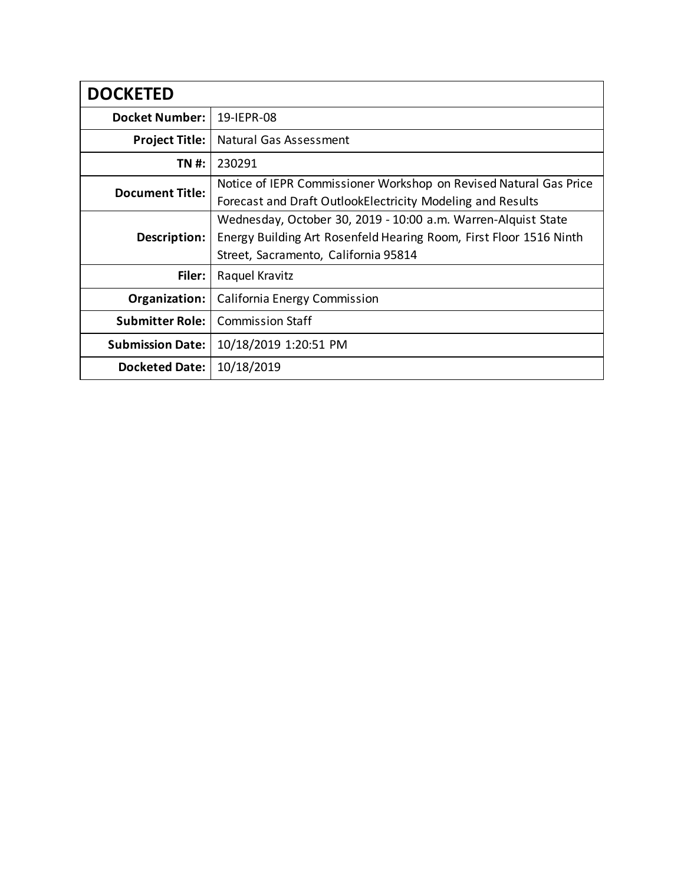| DOCKETED | |
|---|---|
| **Docket Number:** | 19-IEPR-08 |
| **Project Title:** | Natural Gas Assessment |
| **TN #:** | 230291 |
| **Document Title:** | Notice of IEPR Commissioner Workshop on Revised Natural Gas Price Forecast and Draft OutlookElectricity Modeling and Results |
| **Description:** | Wednesday, October 30, 2019 - 10:00 a.m. Warren-Alquist State Energy Building Art Rosenfeld Hearing Room, First Floor 1516 Ninth Street, Sacramento, California 95814 |
| **Filer:** | Raquel Kravitz |
| **Organization:** | California Energy Commission |
| **Submitter Role:** | Commission Staff |
| **Submission Date:** | 10/18/2019 1:20:51 PM |
| **Docketed Date:** | 10/18/2019 |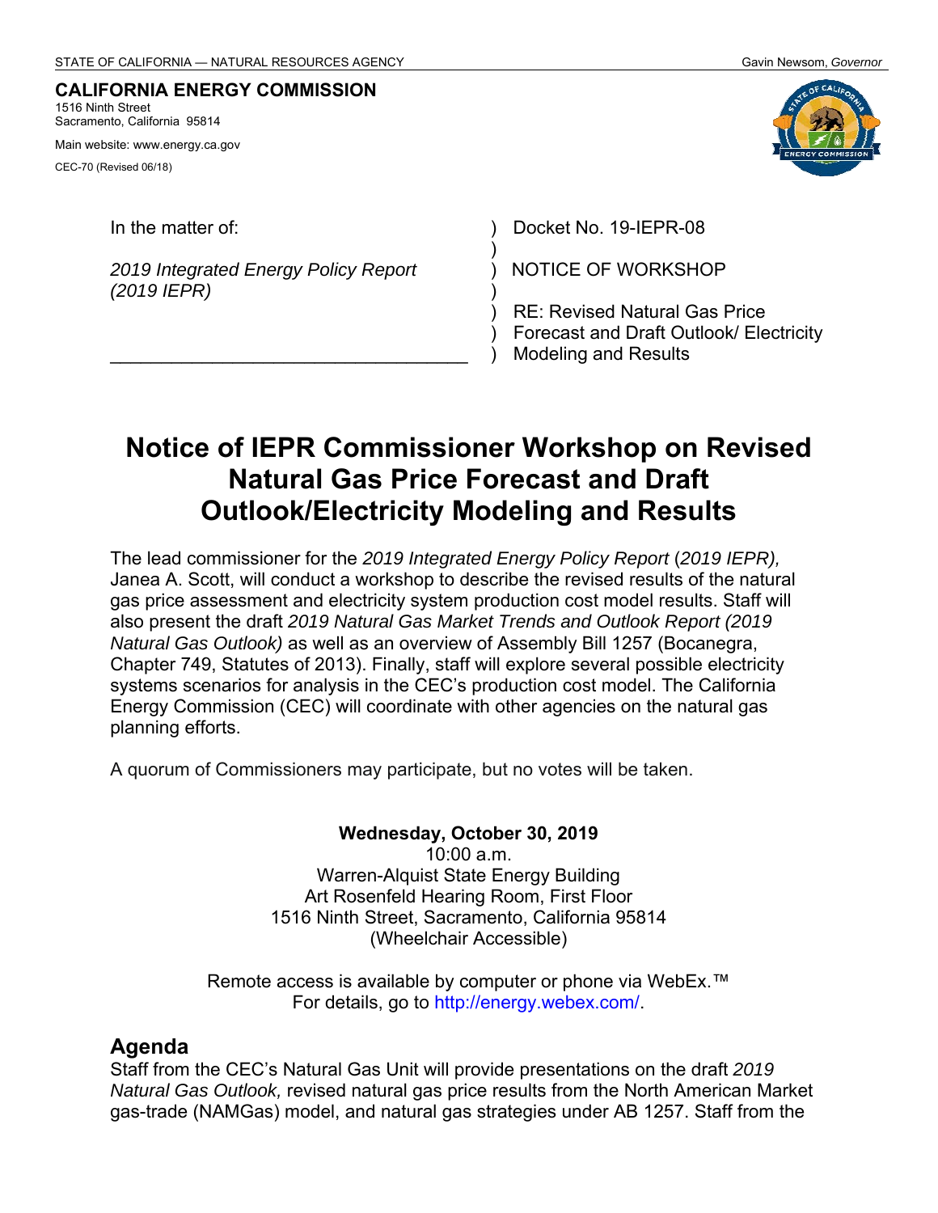STATE OF CALIFORNIA — NATURAL RESOURCES AGENCY Gavin Newsom, *Governor*

**CALIFORNIA ENERGY COMMISSION**
1516 Ninth Street
Sacramento, California 95814

Main website: www.energy.ca.gov

CEC-70 (Revised 06/18)

| In the matter of: | ) Docket No. 19-IEPR-08 |
| --- | --- |
| *2019 Integrated Energy Policy Report (2019 IEPR)* | ) NOTICE OF WORKSHOP |
| | ) RE: Revised Natural Gas Price Forecast and Draft Outlook/ Electricity Modeling and Results |

# Notice of IEPR Commissioner Workshop on Revised Natural Gas Price Forecast and Draft Outlook/Electricity Modeling and Results

The lead commissioner for the *2019 Integrated Energy Policy Report* (*2019 IEPR),* Janea A. Scott, will conduct a workshop to describe the revised results of the natural gas price assessment and electricity system production cost model results. Staff will also present the draft *2019 Natural Gas Market Trends and Outlook Report (2019 Natural Gas Outlook)* as well as an overview of Assembly Bill 1257 (Bocanegra, Chapter 749, Statutes of 2013). Finally, staff will explore several possible electricity systems scenarios for analysis in the CEC's production cost model. The California Energy Commission (CEC) will coordinate with other agencies on the natural gas planning efforts.

A quorum of Commissioners may participate, but no votes will be taken.

**Wednesday, October 30, 2019**
10:00 a.m.
Warren-Alquist State Energy Building
Art Rosenfeld Hearing Room, First Floor
1516 Ninth Street, Sacramento, California 95814
(Wheelchair Accessible)

Remote access is available by computer or phone via WebEx.™
For details, go to http://energy.webex.com/.

## Agenda

Staff from the CEC's Natural Gas Unit will provide presentations on the draft *2019 Natural Gas Outlook,* revised natural gas price results from the North American Market gas-trade (NAMGas) model, and natural gas strategies under AB 1257. Staff from the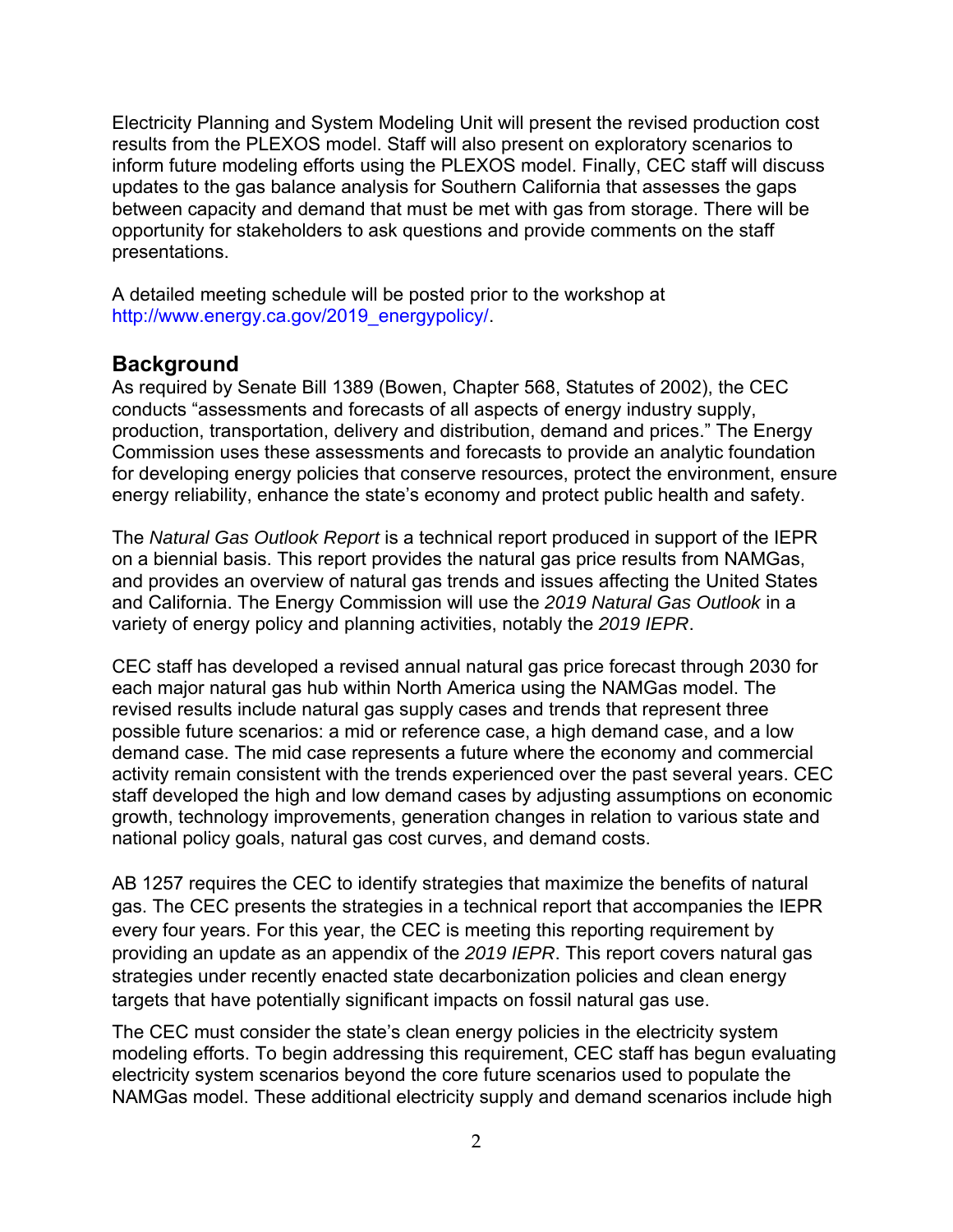Electricity Planning and System Modeling Unit will present the revised production cost results from the PLEXOS model. Staff will also present on exploratory scenarios to inform future modeling efforts using the PLEXOS model. Finally, CEC staff will discuss updates to the gas balance analysis for Southern California that assesses the gaps between capacity and demand that must be met with gas from storage. There will be opportunity for stakeholders to ask questions and provide comments on the staff presentations.

A detailed meeting schedule will be posted prior to the workshop at http://www.energy.ca.gov/2019_energypolicy/.

## Background

As required by Senate Bill 1389 (Bowen, Chapter 568, Statutes of 2002), the CEC conducts "assessments and forecasts of all aspects of energy industry supply, production, transportation, delivery and distribution, demand and prices." The Energy Commission uses these assessments and forecasts to provide an analytic foundation for developing energy policies that conserve resources, protect the environment, ensure energy reliability, enhance the state's economy and protect public health and safety.

The *Natural Gas Outlook Report* is a technical report produced in support of the IEPR on a biennial basis. This report provides the natural gas price results from NAMGas, and provides an overview of natural gas trends and issues affecting the United States and California. The Energy Commission will use the *2019 Natural Gas Outlook* in a variety of energy policy and planning activities, notably the *2019 IEPR*.

CEC staff has developed a revised annual natural gas price forecast through 2030 for each major natural gas hub within North America using the NAMGas model. The revised results include natural gas supply cases and trends that represent three possible future scenarios: a mid or reference case, a high demand case, and a low demand case. The mid case represents a future where the economy and commercial activity remain consistent with the trends experienced over the past several years. CEC staff developed the high and low demand cases by adjusting assumptions on economic growth, technology improvements, generation changes in relation to various state and national policy goals, natural gas cost curves, and demand costs.

AB 1257 requires the CEC to identify strategies that maximize the benefits of natural gas. The CEC presents the strategies in a technical report that accompanies the IEPR every four years. For this year, the CEC is meeting this reporting requirement by providing an update as an appendix of the *2019 IEPR*. This report covers natural gas strategies under recently enacted state decarbonization policies and clean energy targets that have potentially significant impacts on fossil natural gas use.

The CEC must consider the state's clean energy policies in the electricity system modeling efforts. To begin addressing this requirement, CEC staff has begun evaluating electricity system scenarios beyond the core future scenarios used to populate the NAMGas model. These additional electricity supply and demand scenarios include high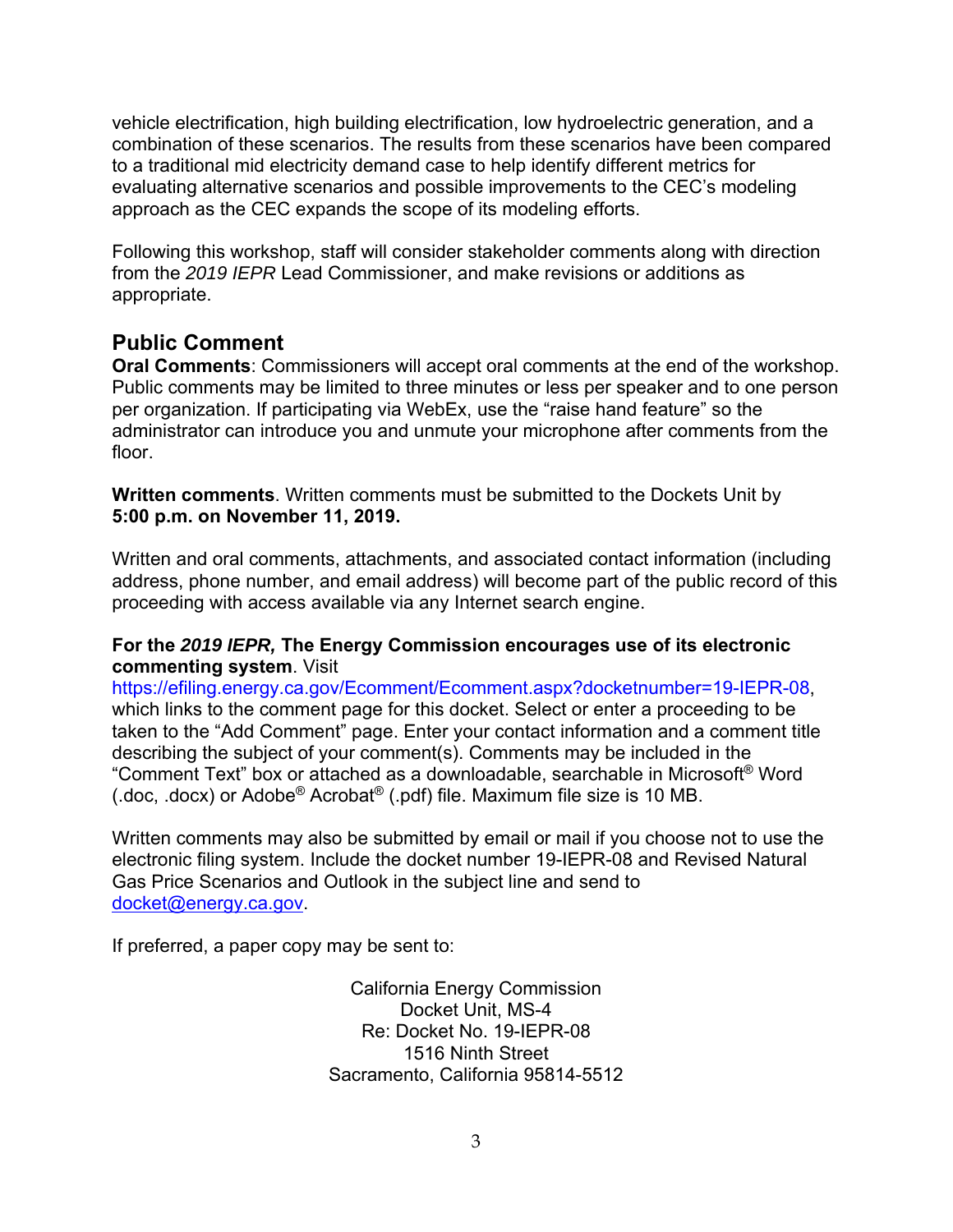vehicle electrification, high building electrification, low hydroelectric generation, and a combination of these scenarios. The results from these scenarios have been compared to a traditional mid electricity demand case to help identify different metrics for evaluating alternative scenarios and possible improvements to the CEC's modeling approach as the CEC expands the scope of its modeling efforts.

Following this workshop, staff will consider stakeholder comments along with direction from the *2019 IEPR* Lead Commissioner, and make revisions or additions as appropriate.

## Public Comment

**Oral Comments**: Commissioners will accept oral comments at the end of the workshop. Public comments may be limited to three minutes or less per speaker and to one person per organization. If participating via WebEx, use the "raise hand feature" so the administrator can introduce you and unmute your microphone after comments from the floor.

**Written comments**. Written comments must be submitted to the Dockets Unit by **5:00 p.m. on November 11, 2019.**

Written and oral comments, attachments, and associated contact information (including address, phone number, and email address) will become part of the public record of this proceeding with access available via any Internet search engine.

**For the *2019 IEPR*, The Energy Commission encourages use of its electronic commenting system**. Visit https://efiling.energy.ca.gov/Ecomment/Ecomment.aspx?docketnumber=19-IEPR-08, which links to the comment page for this docket. Select or enter a proceeding to be taken to the "Add Comment" page. Enter your contact information and a comment title describing the subject of your comment(s). Comments may be included in the "Comment Text" box or attached as a downloadable, searchable in Microsoft® Word (.doc, .docx) or Adobe® Acrobat® (.pdf) file. Maximum file size is 10 MB.

Written comments may also be submitted by email or mail if you choose not to use the electronic filing system. Include the docket number 19-IEPR-08 and Revised Natural Gas Price Scenarios and Outlook in the subject line and send to docket@energy.ca.gov.

If preferred, a paper copy may be sent to:

California Energy Commission
Docket Unit, MS-4
Re: Docket No. 19-IEPR-08
1516 Ninth Street
Sacramento, California 95814-5512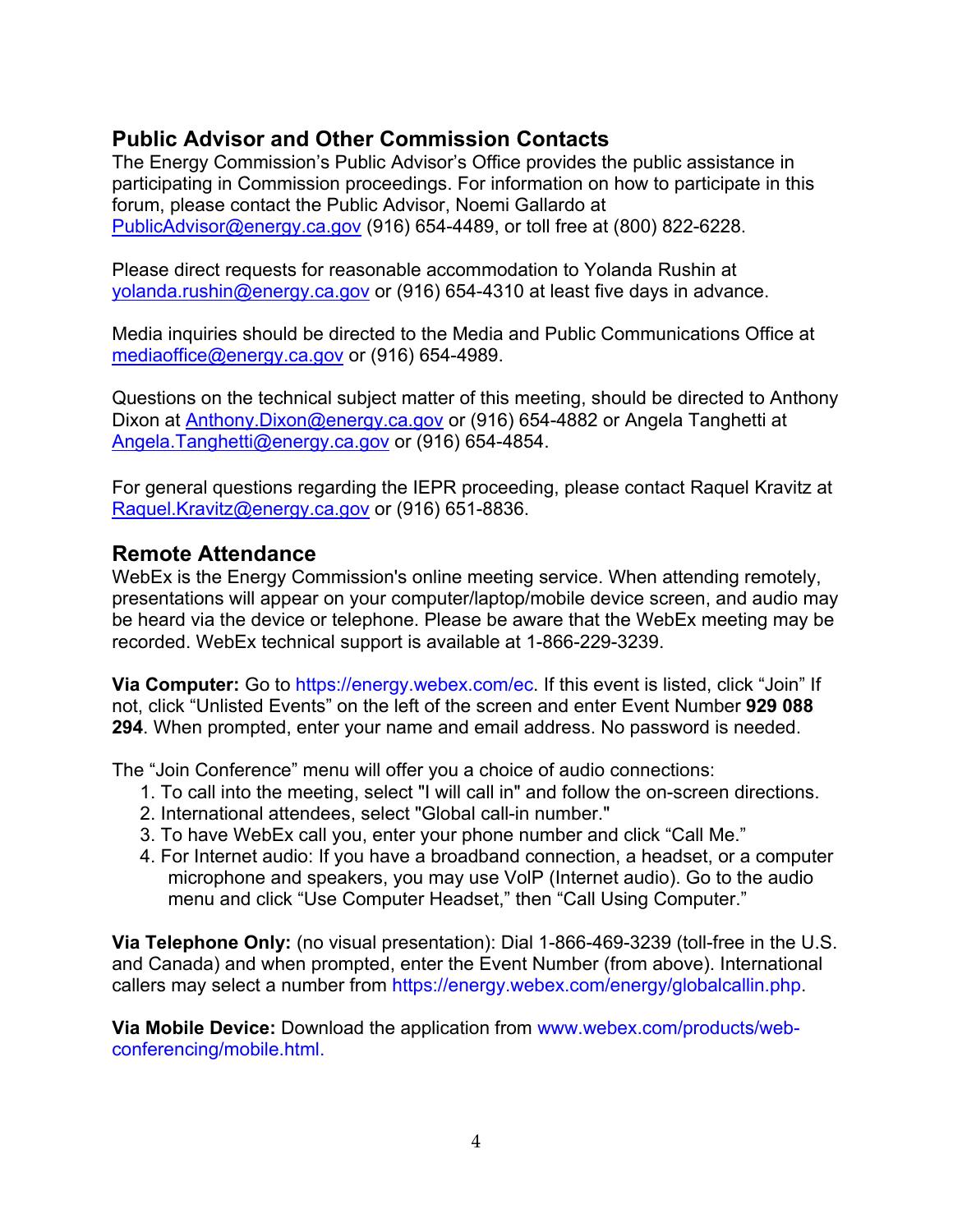## Public Advisor and Other Commission Contacts

The Energy Commission's Public Advisor's Office provides the public assistance in participating in Commission proceedings. For information on how to participate in this forum, please contact the Public Advisor, Noemi Gallardo at PublicAdvisor@energy.ca.gov (916) 654-4489, or toll free at (800) 822-6228.

Please direct requests for reasonable accommodation to Yolanda Rushin at yolanda.rushin@energy.ca.gov or (916) 654-4310 at least five days in advance.

Media inquiries should be directed to the Media and Public Communications Office at mediaoffice@energy.ca.gov or (916) 654-4989.

Questions on the technical subject matter of this meeting, should be directed to Anthony Dixon at Anthony.Dixon@energy.ca.gov or (916) 654-4882 or Angela Tanghetti at Angela.Tanghetti@energy.ca.gov or (916) 654-4854.

For general questions regarding the IEPR proceeding, please contact Raquel Kravitz at Raquel.Kravitz@energy.ca.gov or (916) 651-8836.

## Remote Attendance

WebEx is the Energy Commission's online meeting service. When attending remotely, presentations will appear on your computer/laptop/mobile device screen, and audio may be heard via the device or telephone. Please be aware that the WebEx meeting may be recorded. WebEx technical support is available at 1-866-229-3239.

**Via Computer:** Go to https://energy.webex.com/ec. If this event is listed, click "Join" If not, click "Unlisted Events" on the left of the screen and enter Event Number **929 088 294**. When prompted, enter your name and email address. No password is needed.

The "Join Conference" menu will offer you a choice of audio connections:

1. To call into the meeting, select "I will call in" and follow the on-screen directions.
2. International attendees, select "Global call-in number."
3. To have WebEx call you, enter your phone number and click "Call Me."
4. For Internet audio: If you have a broadband connection, a headset, or a computer microphone and speakers, you may use VolP (Internet audio). Go to the audio menu and click "Use Computer Headset," then "Call Using Computer."

**Via Telephone Only:** (no visual presentation): Dial 1-866-469-3239 (toll-free in the U.S. and Canada) and when prompted, enter the Event Number (from above). International callers may select a number from https://energy.webex.com/energy/globalcallin.php.

**Via Mobile Device:** Download the application from www.webex.com/products/web-conferencing/mobile.html.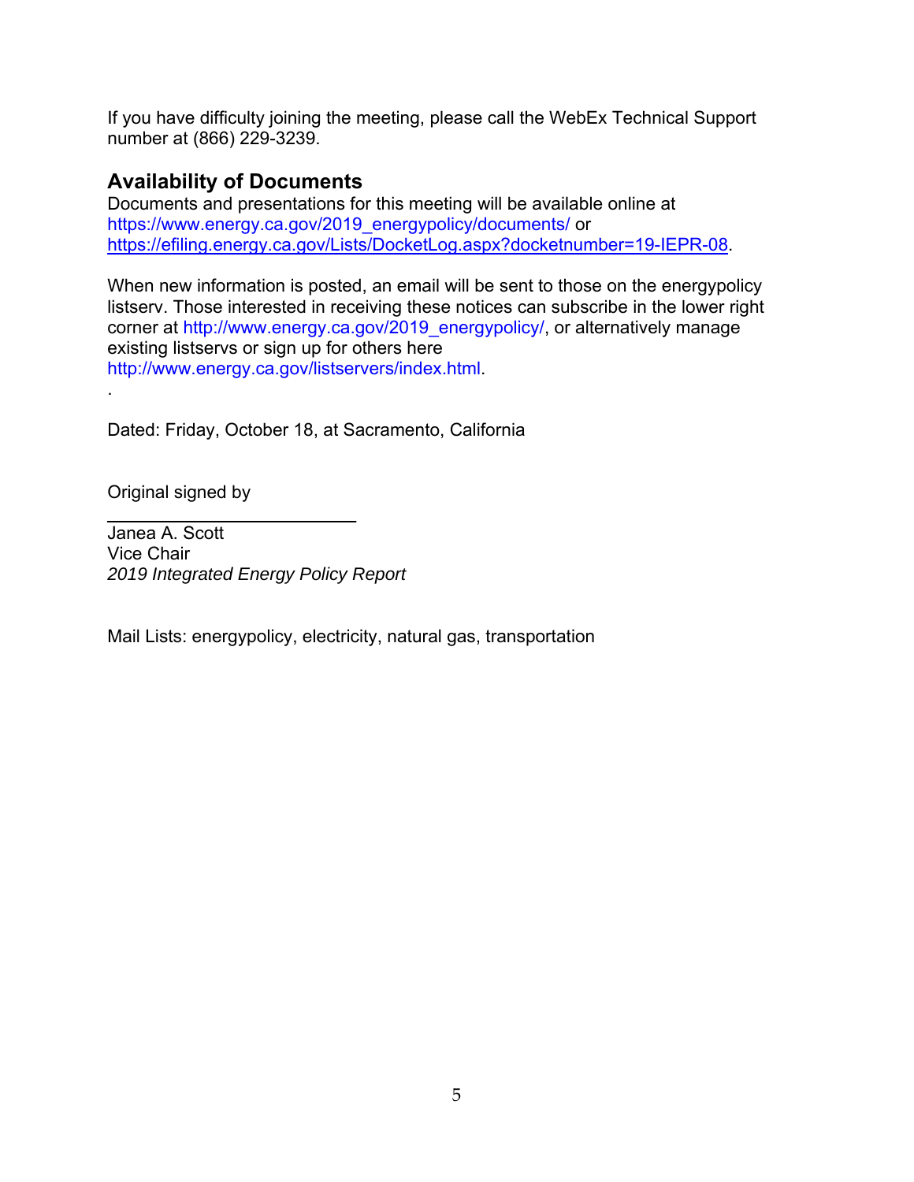If you have difficulty joining the meeting, please call the WebEx Technical Support number at (866) 229-3239.

## Availability of Documents

Documents and presentations for this meeting will be available online at https://www.energy.ca.gov/2019_energypolicy/documents/ or https://efiling.energy.ca.gov/Lists/DocketLog.aspx?docketnumber=19-IEPR-08.

When new information is posted, an email will be sent to those on the energypolicy listserv. Those interested in receiving these notices can subscribe in the lower right corner at http://www.energy.ca.gov/2019_energypolicy/, or alternatively manage existing listservs or sign up for others here http://www.energy.ca.gov/listservers/index.html.

.

Dated: Friday, October 18, at Sacramento, California

Original signed by

Janea A. Scott
Vice Chair
*2019 Integrated Energy Policy Report*

Mail Lists: energypolicy, electricity, natural gas, transportation